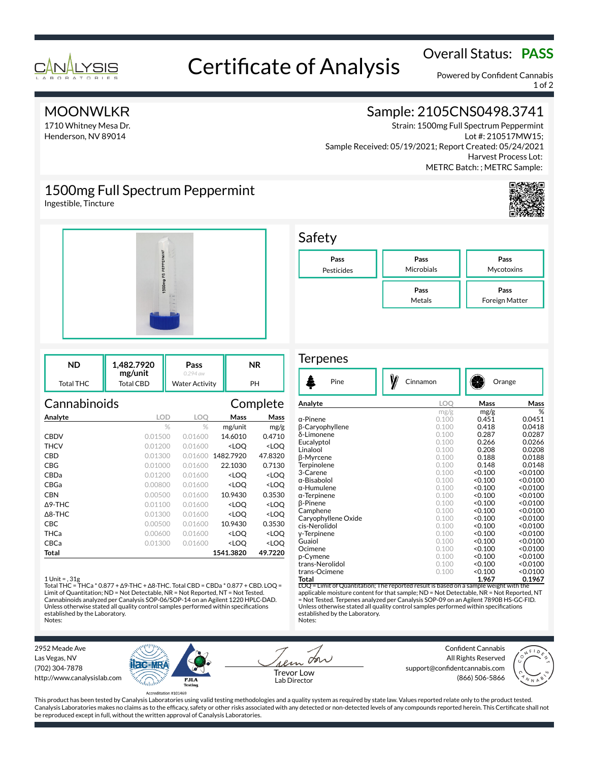# Certificate of Analysis

CANALYSIS LABORATORIES

Overall Status: **PASS**

Powered by Confident Cannabis

## MOONWLKR

1710 Whitney Mesa Dr.
Henderson, NV 89014

## Sample: 2105CNS0498.3741

Strain: 1500mg Full Spectrum Peppermint
Lot #: 210517MW15;
Sample Received: 05/19/2021; Report Created: 05/24/2021
Harvest Process Lot:
METRC Batch: ; METRC Sample:

## 1500mg Full Spectrum Peppermint

Ingestible, Tincture

## Safety

| Pass | Pass | Pass |
|---|---|---|
| Pesticides | Microbials | Mycotoxins |
| | **Pass** | **Pass** |
| | Metals | Foreign Matter |

| ND | 1,482.7920 mg/unit | Pass (0.294 aw) | NR |
|---|---|---|---|
| Total THC | Total CBD | Water Activity | PH |

## Cannabinoids — Complete

| Analyte | LOD | LOQ | Mass | Mass |
|---|---|---|---|---|
| | % | % | mg/unit | mg/g |
| CBDV | 0.01500 | 0.01600 | 14.6010 | 0.4710 |
| THCV | 0.01200 | 0.01600 | <LOQ | <LOQ |
| CBD | 0.01300 | 0.01600 | 1482.7920 | 47.8320 |
| CBG | 0.01000 | 0.01600 | 22.1030 | 0.7130 |
| CBDa | 0.01200 | 0.01600 | <LOQ | <LOQ |
| CBGa | 0.00800 | 0.01600 | <LOQ | <LOQ |
| CBN | 0.00500 | 0.01600 | 10.9430 | 0.3530 |
| Δ9-THC | 0.01100 | 0.01600 | <LOQ | <LOQ |
| Δ8-THC | 0.01300 | 0.01600 | <LOQ | <LOQ |
| CBC | 0.00500 | 0.01600 | 10.9430 | 0.3530 |
| THCa | 0.00600 | 0.01600 | <LOQ | <LOQ |
| CBCa | 0.01300 | 0.01600 | <LOQ | <LOQ |
| **Total** | | | **1541.3820** | **49.7220** |

1 Unit = , 31g
Total THC = THCa * 0.877 + Δ9-THC + Δ8-THC. Total CBD = CBDa * 0.877 + CBD. LOQ = Limit of Quantitation; ND = Not Detectable, NR = Not Reported, NT = Not Tested. Cannabinoids analyzed per Canalysis SOP-06/SOP-14 on an Agilent 1220 HPLC-DAD. Unless otherwise stated all quality control samples performed within specifications established by the Laboratory.
Notes:

## Terpenes

Pine | Cinnamon | Orange

| Analyte | LOQ | Mass | Mass |
|---|---|---|---|
| | mg/g | mg/g | % |
| α-Pinene | 0.100 | 0.451 | 0.0451 |
| β-Caryophyllene | 0.100 | 0.418 | 0.0418 |
| δ-Limonene | 0.100 | 0.287 | 0.0287 |
| Eucalyptol | 0.100 | 0.266 | 0.0266 |
| Linalool | 0.100 | 0.208 | 0.0208 |
| β-Myrcene | 0.100 | 0.188 | 0.0188 |
| Terpinolene | 0.100 | 0.148 | 0.0148 |
| 3-Carene | 0.100 | <0.100 | <0.0100 |
| α-Bisabolol | 0.100 | <0.100 | <0.0100 |
| α-Humulene | 0.100 | <0.100 | <0.0100 |
| α-Terpinene | 0.100 | <0.100 | <0.0100 |
| β-Pinene | 0.100 | <0.100 | <0.0100 |
| Camphene | 0.100 | <0.100 | <0.0100 |
| Caryophyllene Oxide | 0.100 | <0.100 | <0.0100 |
| cis-Nerolidol | 0.100 | <0.100 | <0.0100 |
| γ-Terpinene | 0.100 | <0.100 | <0.0100 |
| Guaiol | 0.100 | <0.100 | <0.0100 |
| Ocimene | 0.100 | <0.100 | <0.0100 |
| p-Cymene | 0.100 | <0.100 | <0.0100 |
| trans-Nerolidol | 0.100 | <0.100 | <0.0100 |
| trans-Ocimene | 0.100 | <0.100 | <0.0100 |
| **Total** | | **1.967** | **0.1967** |

LOQ = Limit of Quantitation; The reported result is based on a sample weight with the applicable moisture content for that sample; ND = Not Detectable, NR = Not Reported, NT = Not Tested. Terpenes analyzed per Canalysis SOP-09 on an Agilent 7890B HS-GC-FID. Unless otherwise stated all quality control samples performed within specifications established by the Laboratory.
Notes:

2952 Meade Ave
Las Vegas, NV
(702) 304-7878
http://www.canalysislab.com

Accreditation #101469

Trevor Low
Lab Director

Confident Cannabis
All Rights Reserved
support@confidentcannabis.com
(866) 506-5866

This product has been tested by Canalysis Laboratories using valid testing methodologies and a quality system as required by state law. Values reported relate only to the product tested. Canalysis Laboratories makes no claims as to the efficacy, safety or other risks associated with any detected or non-detected levels of any compounds reported herein. This Certificate shall not be reproduced except in full, without the written approval of Canalysis Laboratories.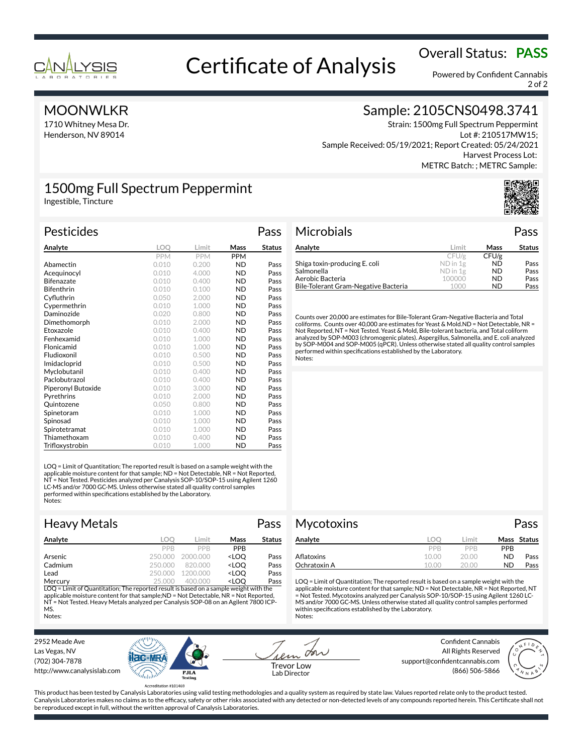# Certificate of Analysis

Overall Status: **PASS**

Powered by Confident Cannabis

## MOONWLKR

1710 Whitney Mesa Dr.
Henderson, NV 89014

## Sample: 2105CNS0498.3741

Strain: 1500mg Full Spectrum Peppermint
Lot #: 210517MW15;
Sample Received: 05/19/2021; Report Created: 05/24/2021
Harvest Process Lot:
METRC Batch: ; METRC Sample:

## 1500mg Full Spectrum Peppermint

Ingestible, Tincture

### Pesticides — Pass

| Analyte | LOQ | Limit | Mass | Status |
|---|---|---|---|---|
| | PPM | PPM | PPM | |
| Abamectin | 0.010 | 0.200 | ND | Pass |
| Acequinocyl | 0.010 | 4.000 | ND | Pass |
| Bifenazate | 0.010 | 0.400 | ND | Pass |
| Bifenthrin | 0.010 | 0.100 | ND | Pass |
| Cyfluthrin | 0.050 | 2.000 | ND | Pass |
| Cypermethrin | 0.010 | 1.000 | ND | Pass |
| Daminozide | 0.020 | 0.800 | ND | Pass |
| Dimethomorph | 0.010 | 2.000 | ND | Pass |
| Etoxazole | 0.010 | 0.400 | ND | Pass |
| Fenhexamid | 0.010 | 1.000 | ND | Pass |
| Flonicamid | 0.010 | 1.000 | ND | Pass |
| Fludioxonil | 0.010 | 0.500 | ND | Pass |
| Imidacloprid | 0.010 | 0.500 | ND | Pass |
| Myclobutanil | 0.010 | 0.400 | ND | Pass |
| Paclobutrazol | 0.010 | 0.400 | ND | Pass |
| Piperonyl Butoxide | 0.010 | 3.000 | ND | Pass |
| Pyrethrins | 0.010 | 2.000 | ND | Pass |
| Quintozene | 0.050 | 0.800 | ND | Pass |
| Spinetoram | 0.010 | 1.000 | ND | Pass |
| Spinosad | 0.010 | 1.000 | ND | Pass |
| Spirotetramat | 0.010 | 1.000 | ND | Pass |
| Thiamethoxam | 0.010 | 0.400 | ND | Pass |
| Trifloxystrobin | 0.010 | 1.000 | ND | Pass |

LOQ = Limit of Quantitation; The reported result is based on a sample weight with the applicable moisture content for that sample; ND = Not Detectable, NR = Not Reported, NT = Not Tested. Pesticides analyzed per Canalysis SOP-10/SOP-15 using Agilent 1260 LC-MS and/or 7000 GC-MS. Unless otherwise stated all quality control samples performed within specifications established by the Laboratory.
Notes:

### Microbials — Pass

| Analyte | Limit | Mass | Status |
|---|---|---|---|
| | CFU/g | CFU/g | |
| Shiga toxin-producing E. coli | ND in 1g | ND | Pass |
| Salmonella | ND in 1g | ND | Pass |
| Aerobic Bacteria | 100000 | ND | Pass |
| Bile-Tolerant Gram-Negative Bacteria | 1000 | ND | Pass |

Counts over 20,000 are estimates for Bile-Tolerant Gram-Negative Bacteria and Total coliforms. Counts over 40,000 are estimates for Yeast & Mold.ND = Not Detectable, NR = Not Reported, NT = Not Tested. Yeast & Mold, Bile-tolerant bacteria, and Total coliform analyzed by SOP-M003 (chromogenic plates). Aspergillus, Salmonella, and E. coli analyzed by SOP-M004 and SOP-M005 (qPCR). Unless otherwise stated all quality control samples performed within specifications established by the Laboratory.
Notes:

### Heavy Metals — Pass

| Analyte | LOQ | Limit | Mass | Status |
|---|---|---|---|---|
| | PPB | PPB | PPB | |
| Arsenic | 250.000 | 2000.000 | <LOQ | Pass |
| Cadmium | 250.000 | 820.000 | <LOQ | Pass |
| Lead | 250.000 | 1200.000 | <LOQ | Pass |
| Mercury | 25.000 | 400.000 | <LOQ | Pass |

LOQ = Limit of Quantitation; The reported result is based on a sample weight with the applicable moisture content for that sample;ND = Not Detectable, NR = Not Reported, NT = Not Tested. Heavy Metals analyzed per Canalysis SOP-08 on an Agilent 7800 ICP-MS.
Notes:

### Mycotoxins — Pass

| Analyte | LOQ | Limit | Mass | Status |
|---|---|---|---|---|
| | PPB | PPB | PPB | |
| Aflatoxins | 10.00 | 20.00 | ND | Pass |
| Ochratoxin A | 10.00 | 20.00 | ND | Pass |

LOQ = Limit of Quantitation; The reported result is based on a sample weight with the applicable moisture content for that sample; ND = Not Detectable, NR = Not Reported, NT = Not Tested. Mycotoxins analyzed per Canalysis SOP-10/SOP-15 using Agilent 1260 LC-MS and/or 7000 GC-MS. Unless otherwise stated all quality control samples performed within specifications established by the Laboratory.
Notes:

2952 Meade Ave
Las Vegas, NV
(702) 304-7878
http://www.canalysislab.com

Accreditation #101469

Trevor Low
Lab Director

Confident Cannabis
All Rights Reserved
support@confidentcannabis.com
(866) 506-5866

This product has been tested by Canalysis Laboratories using valid testing methodologies and a quality system as required by state law. Values reported relate only to the product tested. Canalysis Laboratories makes no claims as to the efficacy, safety or other risks associated with any detected or non-detected levels of any compounds reported herein. This Certificate shall not be reproduced except in full, without the written approval of Canalysis Laboratories.